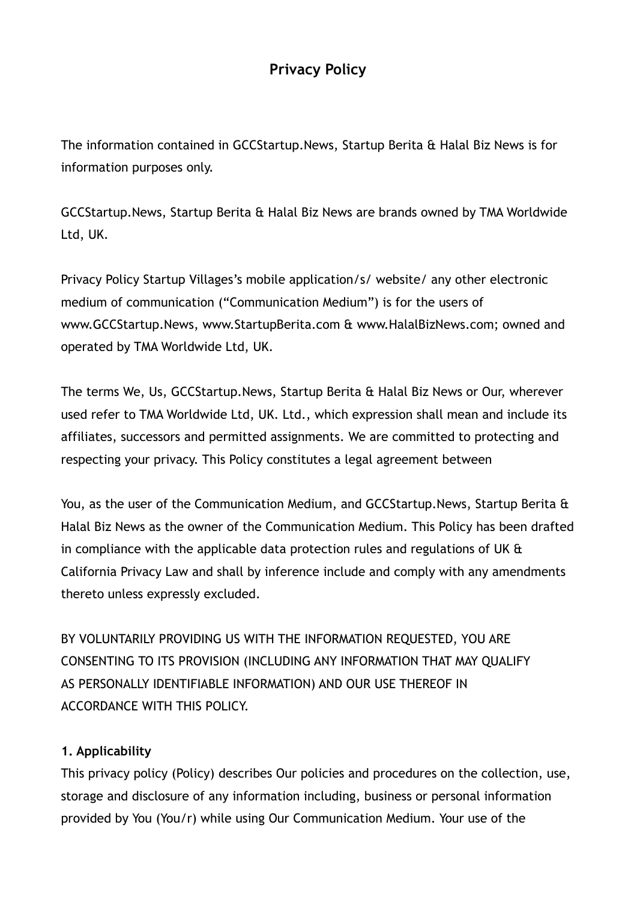# Privacy Policy

The information contained in GCCStartup.News, Startup Berita & Halal Biz News is for information purposes only.

GCCStartup.News, Startup Berita & Halal Biz News are brands owned by TMA Worldwide Ltd, UK.

Privacy Policy Startup Villages's mobile application/s/ website/ any other electronic medium of communication ("Communication Medium") is for the users of www.GCCStartup.News, www.StartupBerita.com & www.HalalBizNews.com; owned and operated by TMA Worldwide Ltd, UK.

The terms We, Us, GCCStartup.News, Startup Berita & Halal Biz News or Our, wherever used refer to TMA Worldwide Ltd, UK. Ltd., which expression shall mean and include its affiliates, successors and permitted assignments. We are committed to protecting and respecting your privacy. This Policy constitutes a legal agreement between

You, as the user of the Communication Medium, and GCCStartup.News, Startup Berita & Halal Biz News as the owner of the Communication Medium. This Policy has been drafted in compliance with the applicable data protection rules and regulations of UK & California Privacy Law and shall by inference include and comply with any amendments thereto unless expressly excluded.

BY VOLUNTARILY PROVIDING US WITH THE INFORMATION REQUESTED, YOU ARE CONSENTING TO ITS PROVISION (INCLUDING ANY INFORMATION THAT MAY QUALIFY AS PERSONALLY IDENTIFIABLE INFORMATION) AND OUR USE THEREOF IN ACCORDANCE WITH THIS POLICY.

**1. Applicability**

This privacy policy (Policy) describes Our policies and procedures on the collection, use, storage and disclosure of any information including, business or personal information provided by You (You/r) while using Our Communication Medium. Your use of the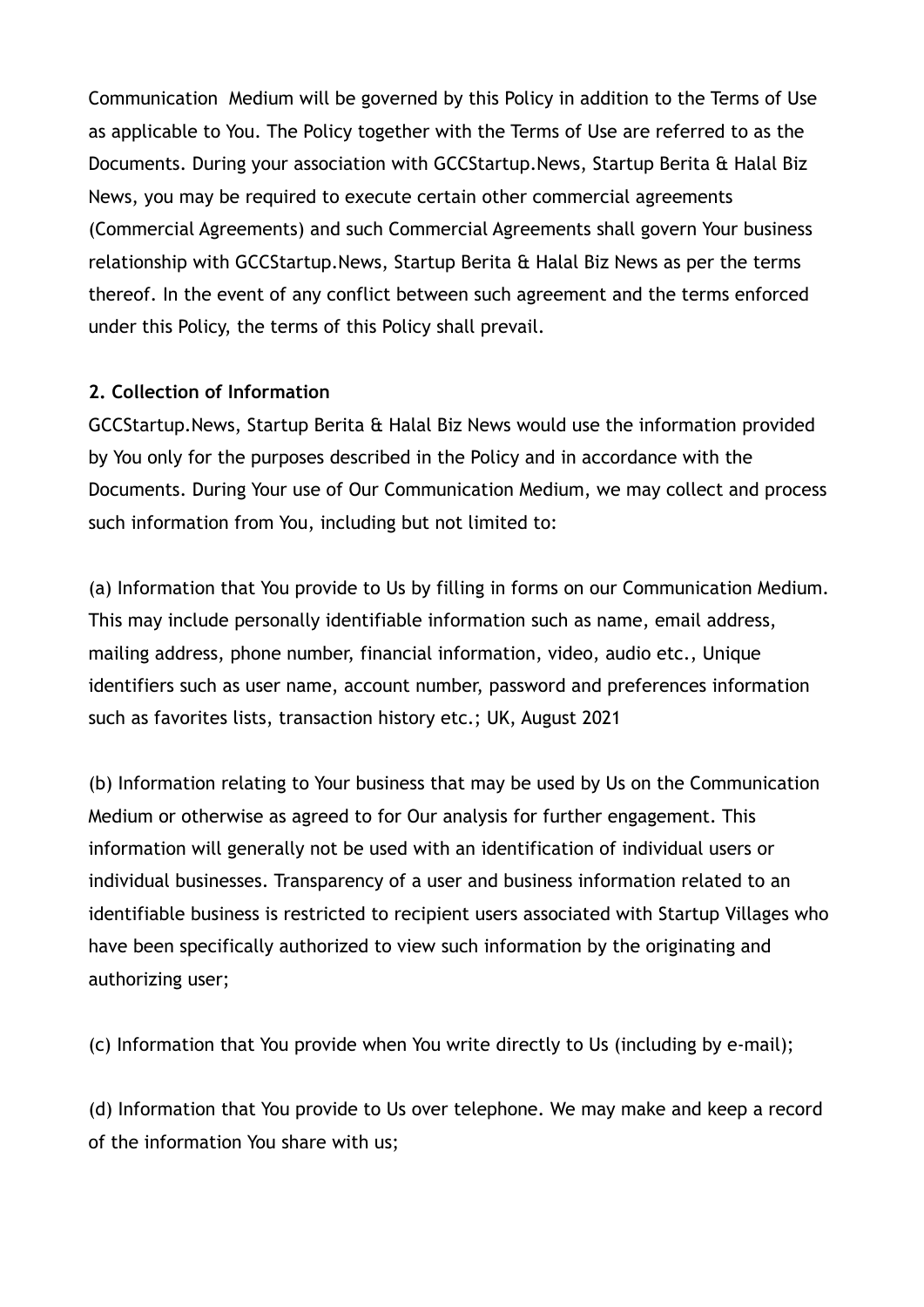Communication Medium will be governed by this Policy in addition to the Terms of Use as applicable to You. The Policy together with the Terms of Use are referred to as the Documents. During your association with GCCStartup.News, Startup Berita & Halal Biz News, you may be required to execute certain other commercial agreements (Commercial Agreements) and such Commercial Agreements shall govern Your business relationship with GCCStartup.News, Startup Berita & Halal Biz News as per the terms thereof. In the event of any conflict between such agreement and the terms enforced under this Policy, the terms of this Policy shall prevail.

**2. Collection of Information**

GCCStartup.News, Startup Berita & Halal Biz News would use the information provided by You only for the purposes described in the Policy and in accordance with the Documents. During Your use of Our Communication Medium, we may collect and process such information from You, including but not limited to:

(a) Information that You provide to Us by filling in forms on our Communication Medium. This may include personally identifiable information such as name, email address, mailing address, phone number, financial information, video, audio etc., Unique identifiers such as user name, account number, password and preferences information such as favorites lists, transaction history etc.; UK, August 2021

(b) Information relating to Your business that may be used by Us on the Communication Medium or otherwise as agreed to for Our analysis for further engagement. This information will generally not be used with an identification of individual users or individual businesses. Transparency of a user and business information related to an identifiable business is restricted to recipient users associated with Startup Villages who have been specifically authorized to view such information by the originating and authorizing user;

(c) Information that You provide when You write directly to Us (including by e-mail);

(d) Information that You provide to Us over telephone. We may make and keep a record of the information You share with us;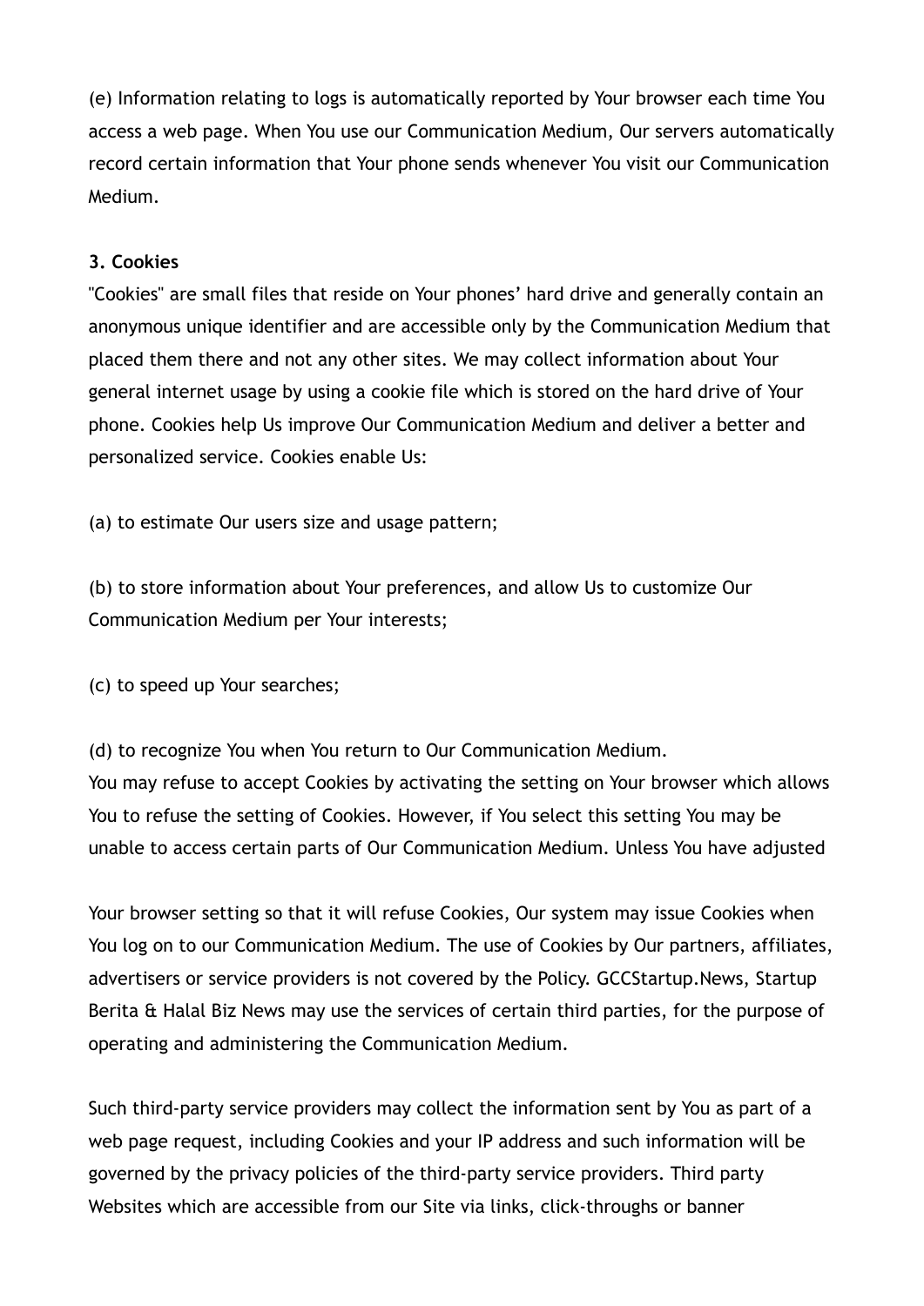(e) Information relating to logs is automatically reported by Your browser each time You access a web page. When You use our Communication Medium, Our servers automatically record certain information that Your phone sends whenever You visit our Communication Medium.

**3. Cookies**

"Cookies" are small files that reside on Your phones' hard drive and generally contain an anonymous unique identifier and are accessible only by the Communication Medium that placed them there and not any other sites. We may collect information about Your general internet usage by using a cookie file which is stored on the hard drive of Your phone. Cookies help Us improve Our Communication Medium and deliver a better and personalized service. Cookies enable Us:

(a) to estimate Our users size and usage pattern;

(b) to store information about Your preferences, and allow Us to customize Our Communication Medium per Your interests;

(c) to speed up Your searches;

(d) to recognize You when You return to Our Communication Medium.

You may refuse to accept Cookies by activating the setting on Your browser which allows You to refuse the setting of Cookies. However, if You select this setting You may be unable to access certain parts of Our Communication Medium. Unless You have adjusted Your browser setting so that it will refuse Cookies, Our system may issue Cookies when You log on to our Communication Medium. The use of Cookies by Our partners, affiliates, advertisers or service providers is not covered by the Policy. GCCStartup.News, Startup Berita & Halal Biz News may use the services of certain third parties, for the purpose of operating and administering the Communication Medium.

Such third-party service providers may collect the information sent by You as part of a web page request, including Cookies and your IP address and such information will be governed by the privacy policies of the third-party service providers. Third party Websites which are accessible from our Site via links, click-throughs or banner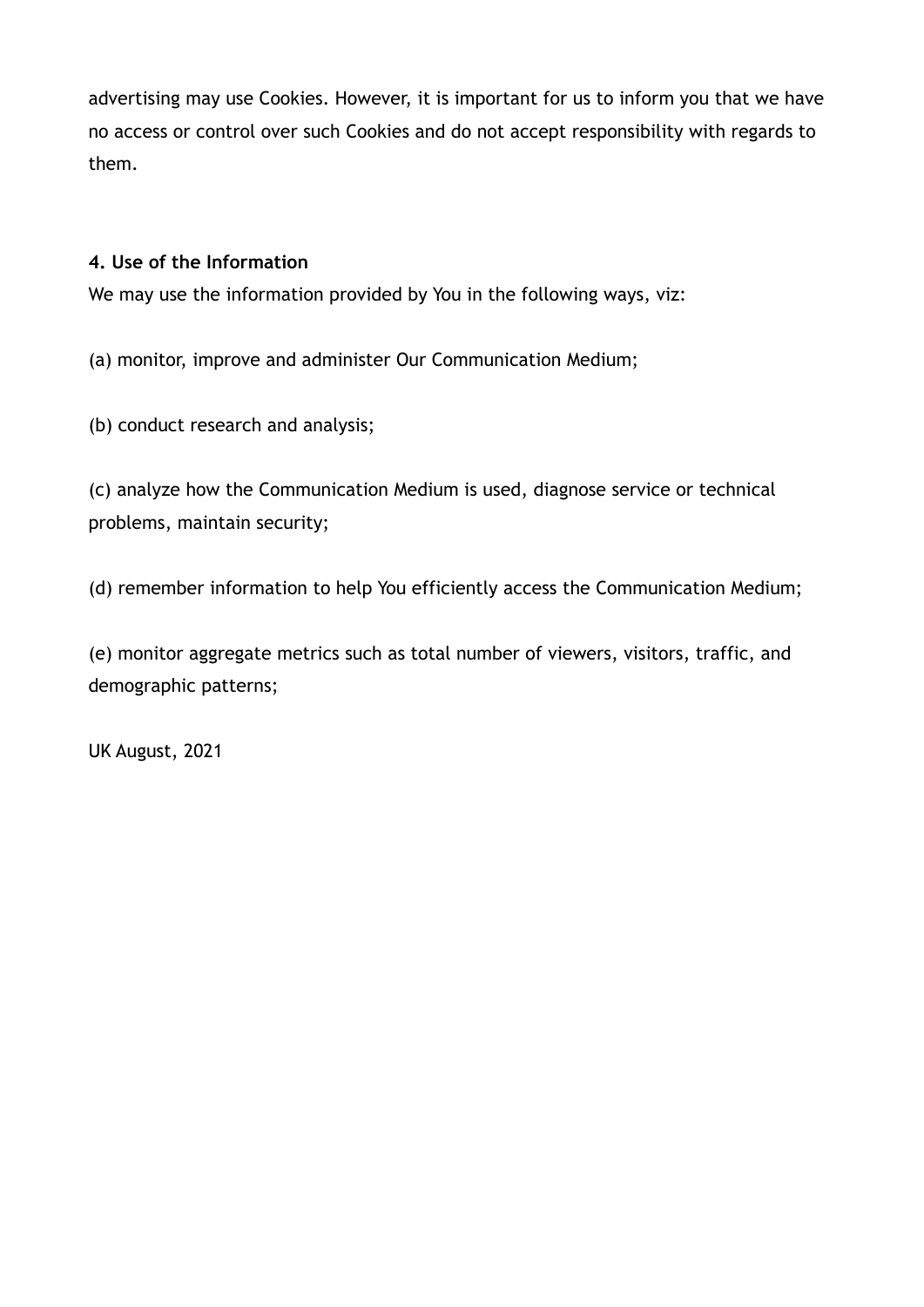advertising may use Cookies. However, it is important for us to inform you that we have no access or control over such Cookies and do not accept responsibility with regards to them.

**4. Use of the Information**

We may use the information provided by You in the following ways, viz:

(a) monitor, improve and administer Our Communication Medium;

(b) conduct research and analysis;

(c) analyze how the Communication Medium is used, diagnose service or technical problems, maintain security;

(d) remember information to help You efficiently access the Communication Medium;

(e) monitor aggregate metrics such as total number of viewers, visitors, traffic, and demographic patterns;

UK August, 2021